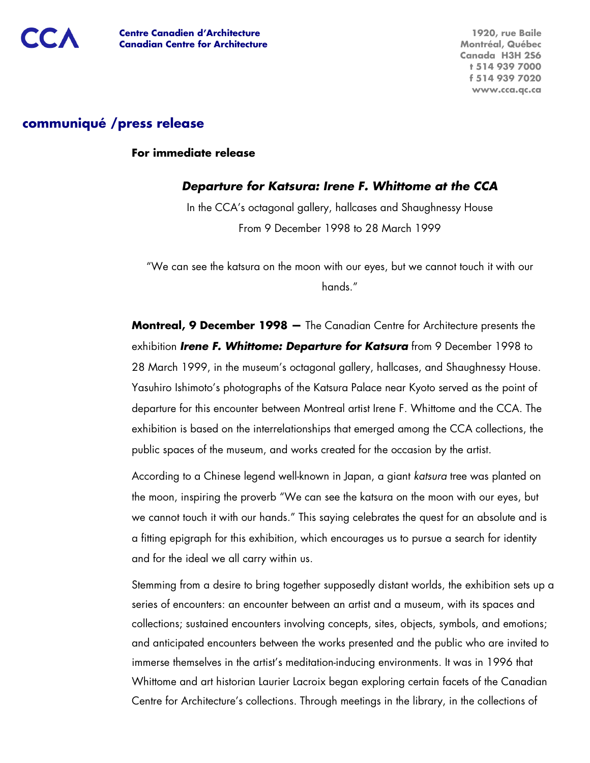CCA

**Centre Canadien d'Architecture**
**Canadian Centre for Architecture**

1920, rue Baile
Montréal, Québec
Canada H3H 2S6
t 514 939 7000
f 514 939 7020
www.cca.qc.ca

## communiqué /press release

**For immediate release**

### *Departure for Katsura: Irene F. Whittome at the CCA*

In the CCA's octagonal gallery, hallcases and Shaughnessy House

From 9 December 1998 to 28 March 1999

"We can see the katsura on the moon with our eyes, but we cannot touch it with our hands."

**Montreal, 9 December 1998 —** The Canadian Centre for Architecture presents the exhibition ***Irene F. Whittome: Departure for Katsura*** from 9 December 1998 to 28 March 1999, in the museum's octagonal gallery, hallcases, and Shaughnessy House. Yasuhiro Ishimoto's photographs of the Katsura Palace near Kyoto served as the point of departure for this encounter between Montreal artist Irene F. Whittome and the CCA. The exhibition is based on the interrelationships that emerged among the CCA collections, the public spaces of the museum, and works created for the occasion by the artist.

According to a Chinese legend well-known in Japan, a giant *katsura* tree was planted on the moon, inspiring the proverb "We can see the katsura on the moon with our eyes, but we cannot touch it with our hands." This saying celebrates the quest for an absolute and is a fitting epigraph for this exhibition, which encourages us to pursue a search for identity and for the ideal we all carry within us.

Stemming from a desire to bring together supposedly distant worlds, the exhibition sets up a series of encounters: an encounter between an artist and a museum, with its spaces and collections; sustained encounters involving concepts, sites, objects, symbols, and emotions; and anticipated encounters between the works presented and the public who are invited to immerse themselves in the artist's meditation-inducing environments. It was in 1996 that Whittome and art historian Laurier Lacroix began exploring certain facets of the Canadian Centre for Architecture's collections. Through meetings in the library, in the collections of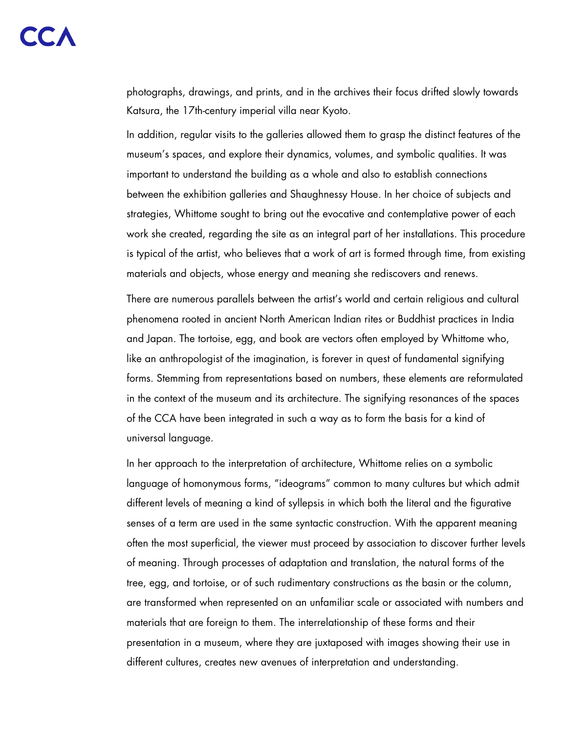photographs, drawings, and prints, and in the archives their focus drifted slowly towards Katsura, the 17th-century imperial villa near Kyoto.

In addition, regular visits to the galleries allowed them to grasp the distinct features of the museum's spaces, and explore their dynamics, volumes, and symbolic qualities. It was important to understand the building as a whole and also to establish connections between the exhibition galleries and Shaughnessy House. In her choice of subjects and strategies, Whittome sought to bring out the evocative and contemplative power of each work she created, regarding the site as an integral part of her installations. This procedure is typical of the artist, who believes that a work of art is formed through time, from existing materials and objects, whose energy and meaning she rediscovers and renews.

There are numerous parallels between the artist's world and certain religious and cultural phenomena rooted in ancient North American Indian rites or Buddhist practices in India and Japan. The tortoise, egg, and book are vectors often employed by Whittome who, like an anthropologist of the imagination, is forever in quest of fundamental signifying forms. Stemming from representations based on numbers, these elements are reformulated in the context of the museum and its architecture. The signifying resonances of the spaces of the CCA have been integrated in such a way as to form the basis for a kind of universal language.

In her approach to the interpretation of architecture, Whittome relies on a symbolic language of homonymous forms, "ideograms" common to many cultures but which admit different levels of meaning a kind of syllepsis in which both the literal and the figurative senses of a term are used in the same syntactic construction. With the apparent meaning often the most superficial, the viewer must proceed by association to discover further levels of meaning. Through processes of adaptation and translation, the natural forms of the tree, egg, and tortoise, or of such rudimentary constructions as the basin or the column, are transformed when represented on an unfamiliar scale or associated with numbers and materials that are foreign to them. The interrelationship of these forms and their presentation in a museum, where they are juxtaposed with images showing their use in different cultures, creates new avenues of interpretation and understanding.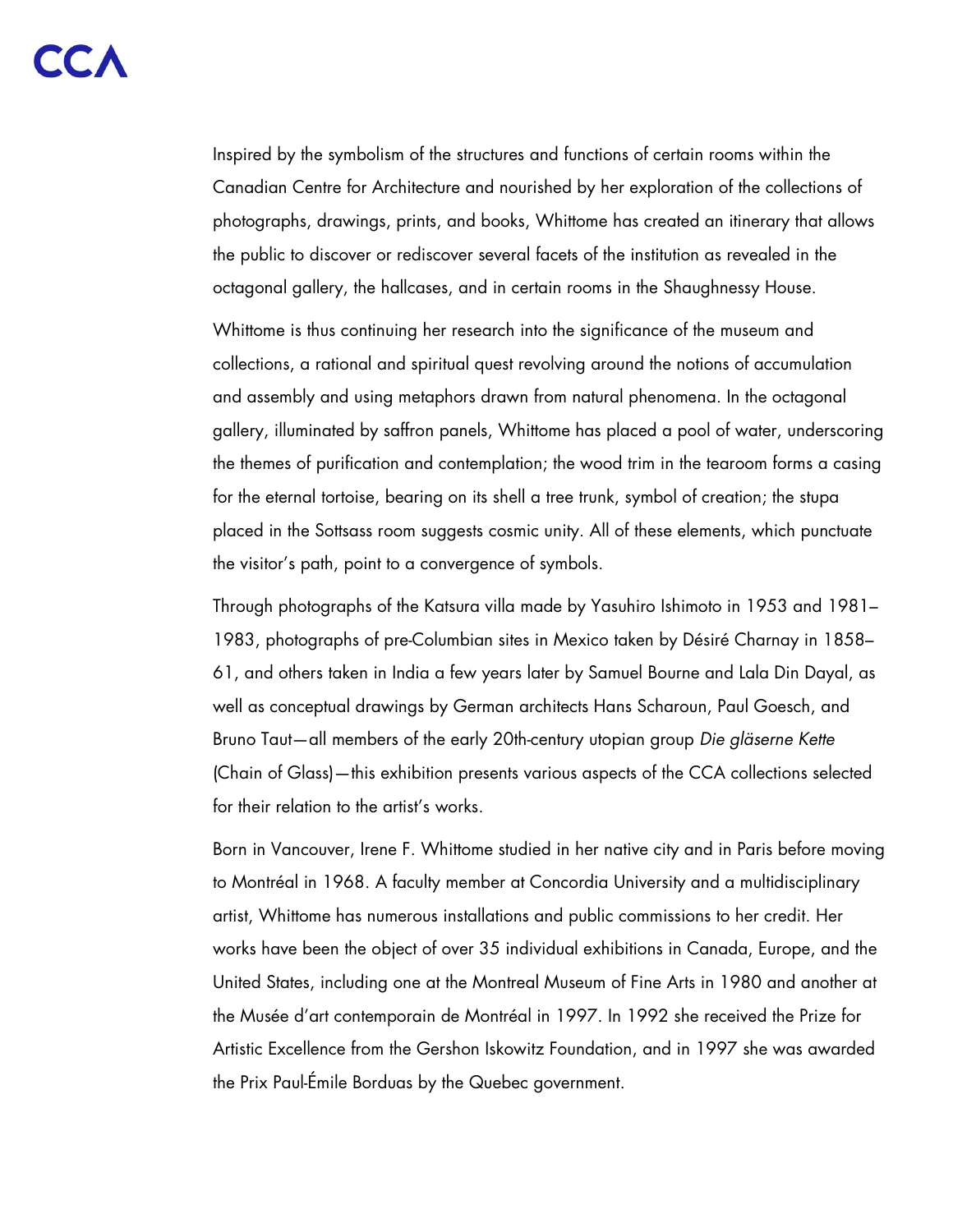Inspired by the symbolism of the structures and functions of certain rooms within the Canadian Centre for Architecture and nourished by her exploration of the collections of photographs, drawings, prints, and books, Whittome has created an itinerary that allows the public to discover or rediscover several facets of the institution as revealed in the octagonal gallery, the hallcases, and in certain rooms in the Shaughnessy House.

Whittome is thus continuing her research into the significance of the museum and collections, a rational and spiritual quest revolving around the notions of accumulation and assembly and using metaphors drawn from natural phenomena. In the octagonal gallery, illuminated by saffron panels, Whittome has placed a pool of water, underscoring the themes of purification and contemplation; the wood trim in the tearoom forms a casing for the eternal tortoise, bearing on its shell a tree trunk, symbol of creation; the stupa placed in the Sottsass room suggests cosmic unity. All of these elements, which punctuate the visitor's path, point to a convergence of symbols.

Through photographs of the Katsura villa made by Yasuhiro Ishimoto in 1953 and 1981–1983, photographs of pre-Columbian sites in Mexico taken by Désiré Charnay in 1858–61, and others taken in India a few years later by Samuel Bourne and Lala Din Dayal, as well as conceptual drawings by German architects Hans Scharoun, Paul Goesch, and Bruno Taut—all members of the early 20th-century utopian group *Die gläserne Kette* (Chain of Glass)—this exhibition presents various aspects of the CCA collections selected for their relation to the artist's works.

Born in Vancouver, Irene F. Whittome studied in her native city and in Paris before moving to Montréal in 1968. A faculty member at Concordia University and a multidisciplinary artist, Whittome has numerous installations and public commissions to her credit. Her works have been the object of over 35 individual exhibitions in Canada, Europe, and the United States, including one at the Montreal Museum of Fine Arts in 1980 and another at the Musée d'art contemporain de Montréal in 1997. In 1992 she received the Prize for Artistic Excellence from the Gershon Iskowitz Foundation, and in 1997 she was awarded the Prix Paul-Émile Borduas by the Quebec government.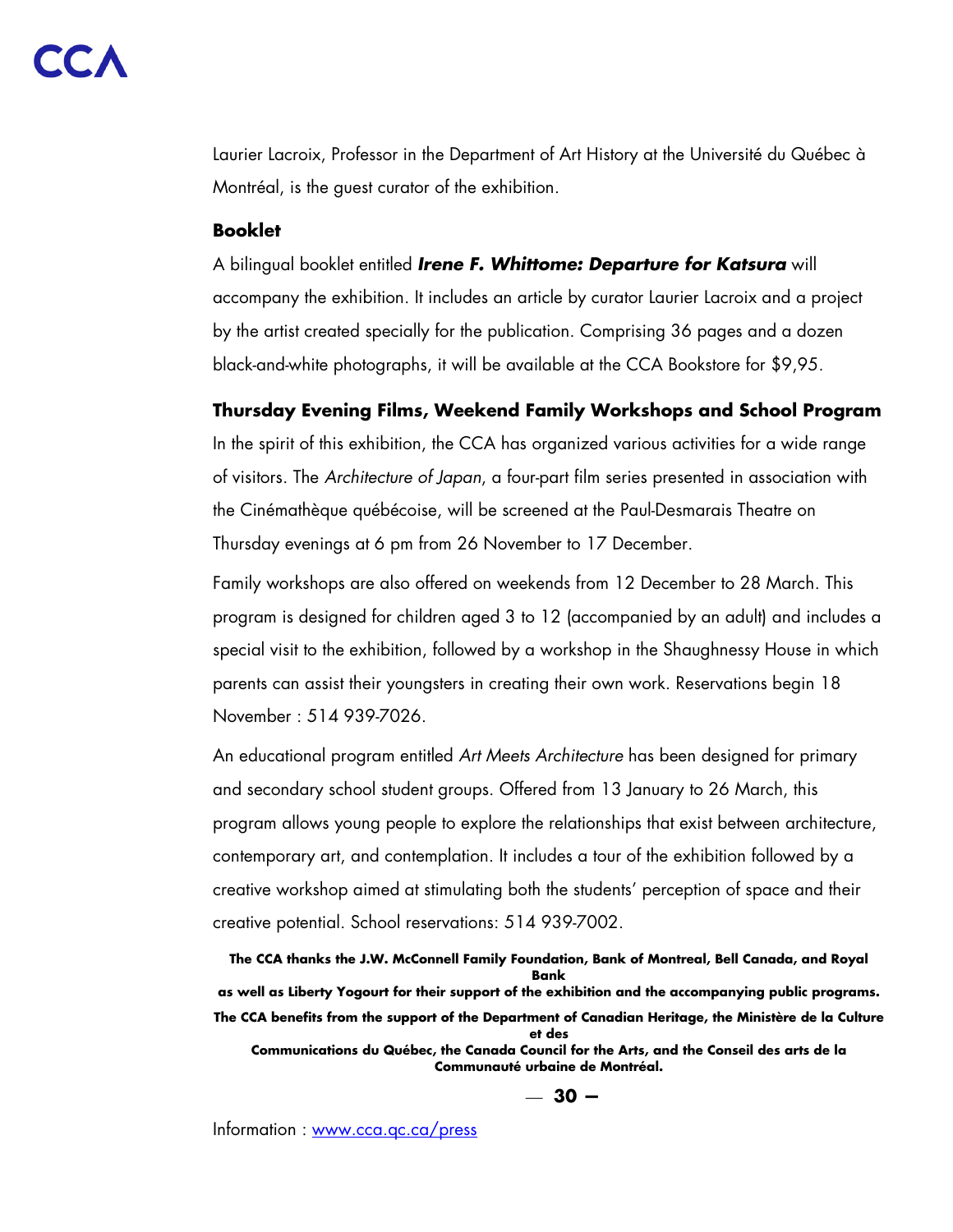Laurier Lacroix, Professor in the Department of Art History at the Université du Québec à Montréal, is the guest curator of the exhibition.

### Booklet

A bilingual booklet entitled ***Irene F. Whittome: Departure for Katsura*** will accompany the exhibition. It includes an article by curator Laurier Lacroix and a project by the artist created specially for the publication. Comprising 36 pages and a dozen black-and-white photographs, it will be available at the CCA Bookstore for $9,95.

### Thursday Evening Films, Weekend Family Workshops and School Program

In the spirit of this exhibition, the CCA has organized various activities for a wide range of visitors. The *Architecture of Japan*, a four-part film series presented in association with the Cinémathèque québécoise, will be screened at the Paul-Desmarais Theatre on Thursday evenings at 6 pm from 26 November to 17 December.

Family workshops are also offered on weekends from 12 December to 28 March. This program is designed for children aged 3 to 12 (accompanied by an adult) and includes a special visit to the exhibition, followed by a workshop in the Shaughnessy House in which parents can assist their youngsters in creating their own work. Reservations begin 18 November : 514 939-7026.

An educational program entitled *Art Meets Architecture* has been designed for primary and secondary school student groups. Offered from 13 January to 26 March, this program allows young people to explore the relationships that exist between architecture, contemporary art, and contemplation. It includes a tour of the exhibition followed by a creative workshop aimed at stimulating both the students' perception of space and their creative potential. School reservations: 514 939-7002.

**The CCA thanks the J.W. McConnell Family Foundation, Bank of Montreal, Bell Canada, and Royal Bank as well as Liberty Yogourt for their support of the exhibition and the accompanying public programs.**

**The CCA benefits from the support of the Department of Canadian Heritage, the Ministère de la Culture et des Communications du Québec, the Canada Council for the Arts, and the Conseil des arts de la Communauté urbaine de Montréal.**

**— 30 —**

Information : www.cca.qc.ca/press